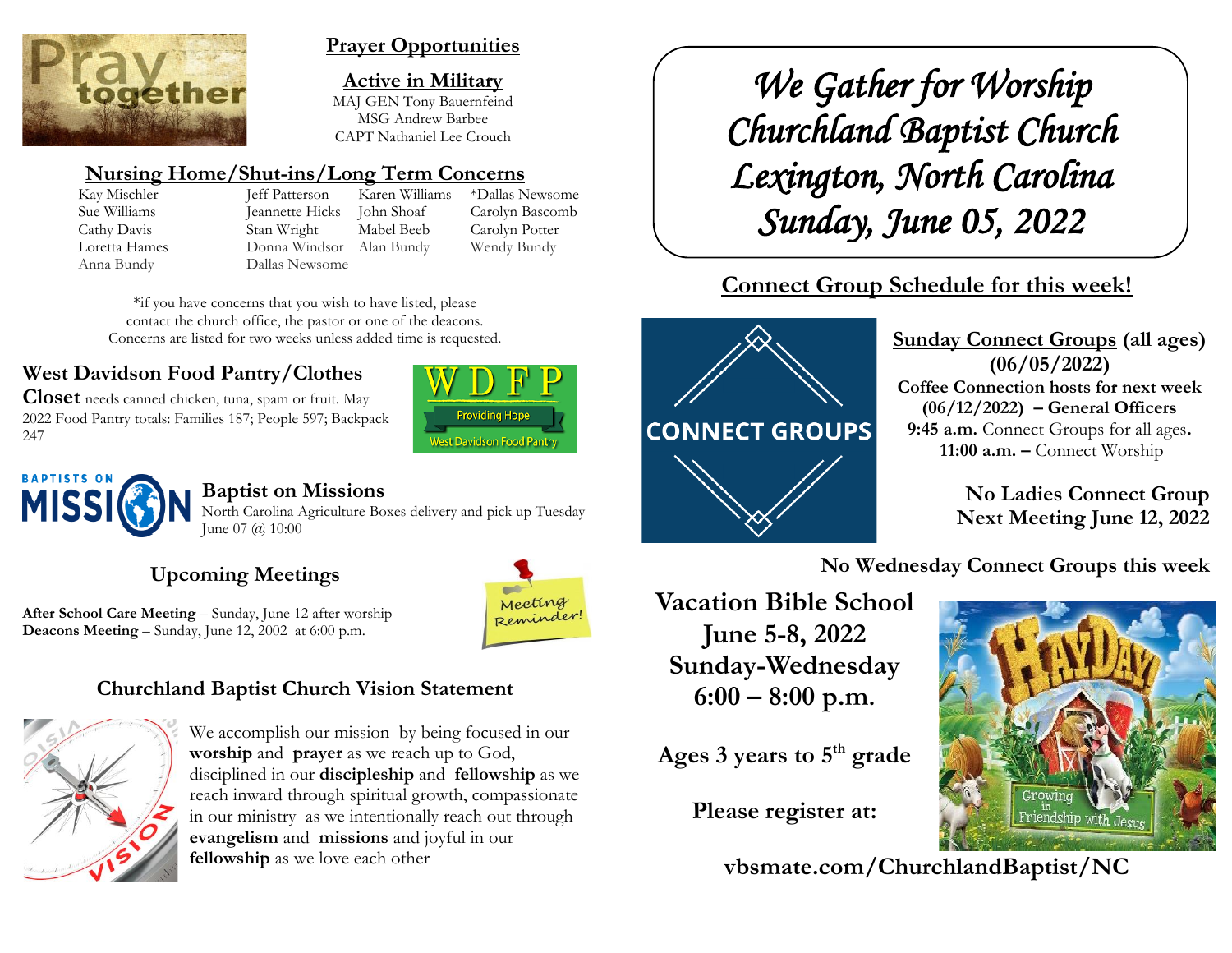# We Gather for Worship
# Churchland Baptist Church
# Lexington, North Carolina
# Sunday, June 05, 2022

## Prayer Opportunities

### Active in Military

MAJ GEN Tony Bauernfeind
MSG Andrew Barbee
CAPT Nathaniel Lee Crouch

### Nursing Home/Shut-ins/Long Term Concerns

| | | | |
|---|---|---|---|
| Kay Mischler | Jeff Patterson | Karen Williams | *Dallas Newsome |
| Sue Williams | Jeannette Hicks | John Shoaf | Carolyn Bascomb |
| Cathy Davis | Stan Wright | Mabel Beeb | Carolyn Potter |
| Loretta Hames | Donna Windsor | Alan Bundy | Wendy Bundy |
| Anna Bundy | Dallas Newsome | | |

*if you have concerns that you wish to have listed, please contact the church office, the pastor or one of the deacons. Concerns are listed for two weeks unless added time is requested.

### West Davidson Food Pantry/Clothes Closet

needs canned chicken, tuna, spam or fruit. May 2022 Food Pantry totals: Families 187; People 597; Backpack 247

WDFP
Providing Hope
West Davidson Food Pantry

### Baptist on Missions

North Carolina Agriculture Boxes delivery and pick up Tuesday June 07 @ 10:00

### Upcoming Meetings

**After School Care Meeting** – Sunday, June 12 after worship
**Deacons Meeting** – Sunday, June 12, 2002 at 6:00 p.m.

### Churchland Baptist Church Vision Statement

We accomplish our mission by being focused in our **worship** and **prayer** as we reach up to God, disciplined in our **discipleship** and **fellowship** as we reach inward through spiritual growth, compassionate in our ministry as we intentionally reach out through **evangelism** and **missions** and joyful in our **fellowship** as we love each other

## Connect Group Schedule for this week!

CONNECT GROUPS

**Sunday Connect Groups (all ages) (06/05/2022)**
**Coffee Connection hosts for next week (06/12/2022) – General Officers**
**9:45 a.m.** Connect Groups for all ages.
**11:00 a.m. –** Connect Worship

**No Ladies Connect Group**
**Next Meeting June 12, 2022**

**No Wednesday Connect Groups this week**

### Vacation Bible School
### June 5-8, 2022
### Sunday-Wednesday
### 6:00 – 8:00 p.m.

**Ages 3 years to 5th grade**

**Please register at:**

**vbsmate.com/ChurchlandBaptist/NC**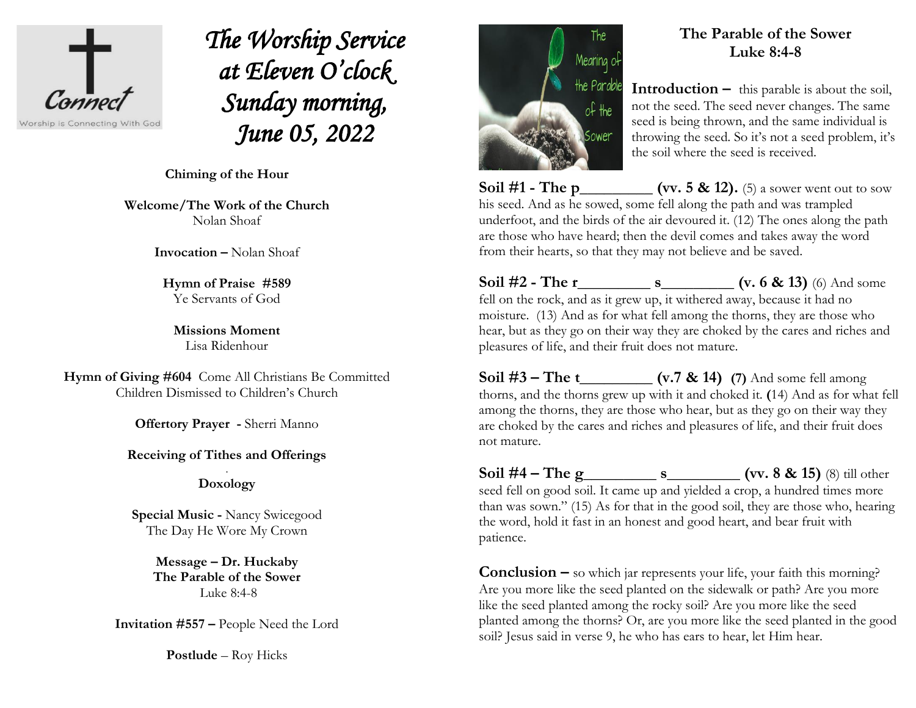Connect
Worship is Connecting With God

# *The Worship Service at Eleven O'clock Sunday morning, June 05, 2022*

**Chiming of the Hour**

**Welcome/The Work of the Church**
Nolan Shoaf

**Invocation –** Nolan Shoaf

**Hymn of Praise #589**
Ye Servants of God

**Missions Moment**
Lisa Ridenhour

**Hymn of Giving #604** Come All Christians Be Committed
Children Dismissed to Children's Church

**Offertory Prayer -** Sherri Manno

**Receiving of Tithes and Offerings**

**Doxology**

**Special Music -** Nancy Swicegood
The Day He Wore My Crown

**Message – Dr. Huckaby**
**The Parable of the Sower**
Luke 8:4-8

**Invitation #557 –** People Need the Lord

**Postlude** – Roy Hicks

The Meaning of the Parable of the Sower

## The Parable of the Sower
## Luke 8:4-8

**Introduction –** this parable is about the soil, not the seed. The seed never changes. The same seed is being thrown, and the same individual is throwing the seed. So it's not a seed problem, it's the soil where the seed is received.

**Soil #1 - The p_________ (vv. 5 & 12).** (5) a sower went out to sow his seed. And as he sowed, some fell along the path and was trampled underfoot, and the birds of the air devoured it. (12) The ones along the path are those who have heard; then the devil comes and takes away the word from their hearts, so that they may not believe and be saved.

**Soil #2 - The r_________ s_________ (v. 6 & 13)** (6) And some fell on the rock, and as it grew up, it withered away, because it had no moisture. (13) And as for what fell among the thorns, they are those who hear, but as they go on their way they are choked by the cares and riches and pleasures of life, and their fruit does not mature.

**Soil #3 – The t_________ (v.7 & 14) (7)** And some fell among thorns, and the thorns grew up with it and choked it. **(**14) And as for what fell among the thorns, they are those who hear, but as they go on their way they are choked by the cares and riches and pleasures of life, and their fruit does not mature.

**Soil #4 – The g_________ s_________ (vv. 8 & 15)** (8) till other seed fell on good soil. It came up and yielded a crop, a hundred times more than was sown." (15) As for that in the good soil, they are those who, hearing the word, hold it fast in an honest and good heart, and bear fruit with patience.

**Conclusion –** so which jar represents your life, your faith this morning? Are you more like the seed planted on the sidewalk or path? Are you more like the seed planted among the rocky soil? Are you more like the seed planted among the thorns? Or, are you more like the seed planted in the good soil? Jesus said in verse 9, he who has ears to hear, let Him hear.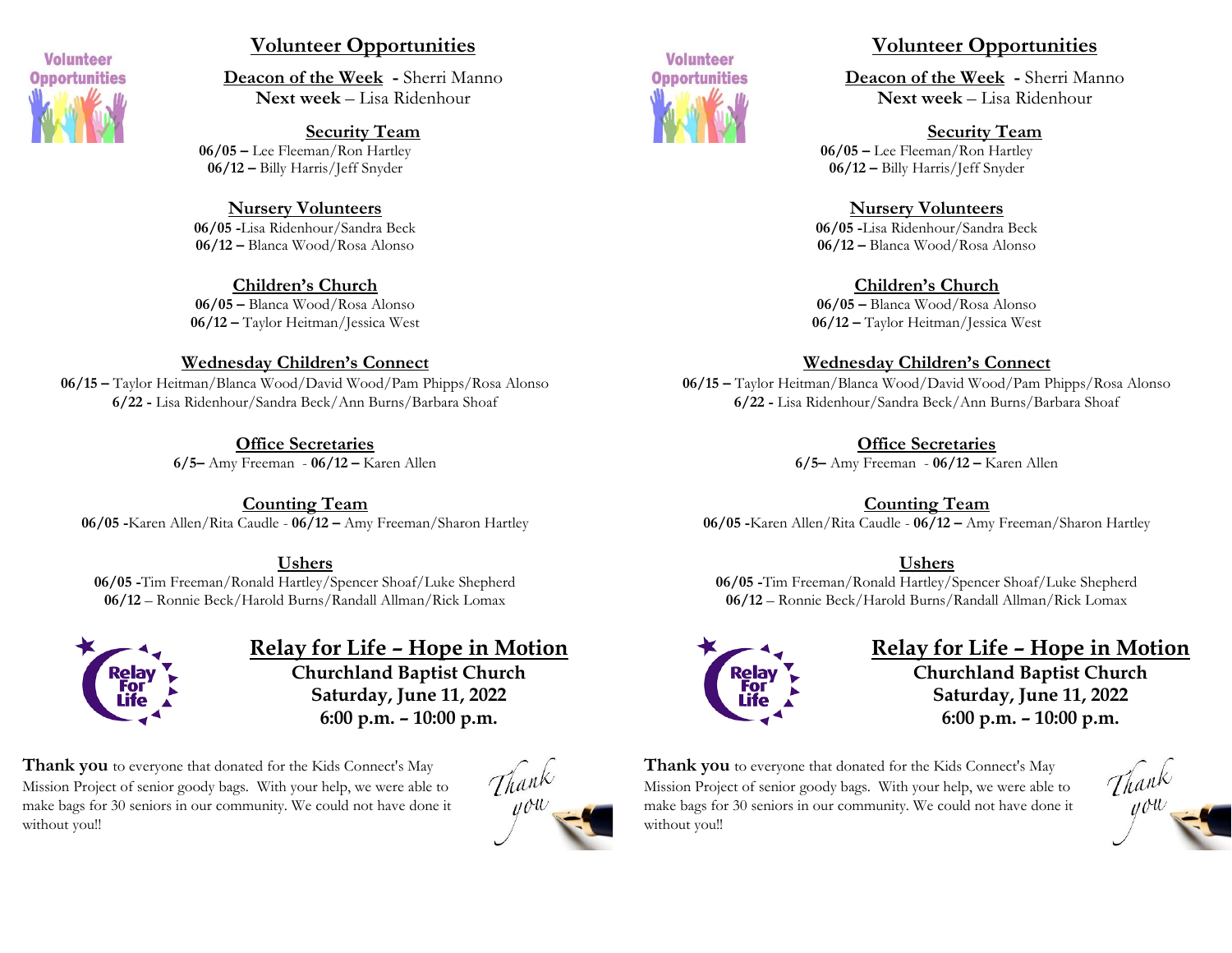# Volunteer Opportunities

**Deacon of the Week** - Sherri Manno
**Next week** – Lisa Ridenhour

## Security Team

**06/05 –** Lee Fleeman/Ron Hartley
**06/12 –** Billy Harris/Jeff Snyder

## Nursery Volunteers

**06/05 -**Lisa Ridenhour/Sandra Beck
**06/12 –** Blanca Wood/Rosa Alonso

## Children's Church

**06/05 –** Blanca Wood/Rosa Alonso
**06/12 –** Taylor Heitman/Jessica West

## Wednesday Children's Connect

**06/15 –** Taylor Heitman/Blanca Wood/David Wood/Pam Phipps/Rosa Alonso
**6/22 -** Lisa Ridenhour/Sandra Beck/Ann Burns/Barbara Shoaf

## Office Secretaries

**6/5–** Amy Freeman - **06/12 –** Karen Allen

## Counting Team

**06/05 -**Karen Allen/Rita Caudle - **06/12 –** Amy Freeman/Sharon Hartley

## Ushers

**06/05 -**Tim Freeman/Ronald Hartley/Spencer Shoaf/Luke Shepherd
**06/12** – Ronnie Beck/Harold Burns/Randall Allman/Rick Lomax

## Relay for Life – Hope in Motion

**Churchland Baptist Church**
**Saturday, June 11, 2022**
**6:00 p.m. – 10:00 p.m.**

**Thank you** to everyone that donated for the Kids Connect's May Mission Project of senior goody bags. With your help, we were able to make bags for 30 seniors in our community. We could not have done it without you!!

# Volunteer Opportunities

**Deacon of the Week** - Sherri Manno
**Next week** – Lisa Ridenhour

## Security Team

**06/05 –** Lee Fleeman/Ron Hartley
**06/12 –** Billy Harris/Jeff Snyder

## Nursery Volunteers

**06/05 -**Lisa Ridenhour/Sandra Beck
**06/12 –** Blanca Wood/Rosa Alonso

## Children's Church

**06/05 –** Blanca Wood/Rosa Alonso
**06/12 –** Taylor Heitman/Jessica West

## Wednesday Children's Connect

**06/15 –** Taylor Heitman/Blanca Wood/David Wood/Pam Phipps/Rosa Alonso
**6/22 -** Lisa Ridenhour/Sandra Beck/Ann Burns/Barbara Shoaf

## Office Secretaries

**6/5–** Amy Freeman - **06/12 –** Karen Allen

## Counting Team

**06/05 -**Karen Allen/Rita Caudle - **06/12 –** Amy Freeman/Sharon Hartley

## Ushers

**06/05 -**Tim Freeman/Ronald Hartley/Spencer Shoaf/Luke Shepherd
**06/12** – Ronnie Beck/Harold Burns/Randall Allman/Rick Lomax

## Relay for Life – Hope in Motion

**Churchland Baptist Church**
**Saturday, June 11, 2022**
**6:00 p.m. – 10:00 p.m.**

**Thank you** to everyone that donated for the Kids Connect's May Mission Project of senior goody bags. With your help, we were able to make bags for 30 seniors in our community. We could not have done it without you!!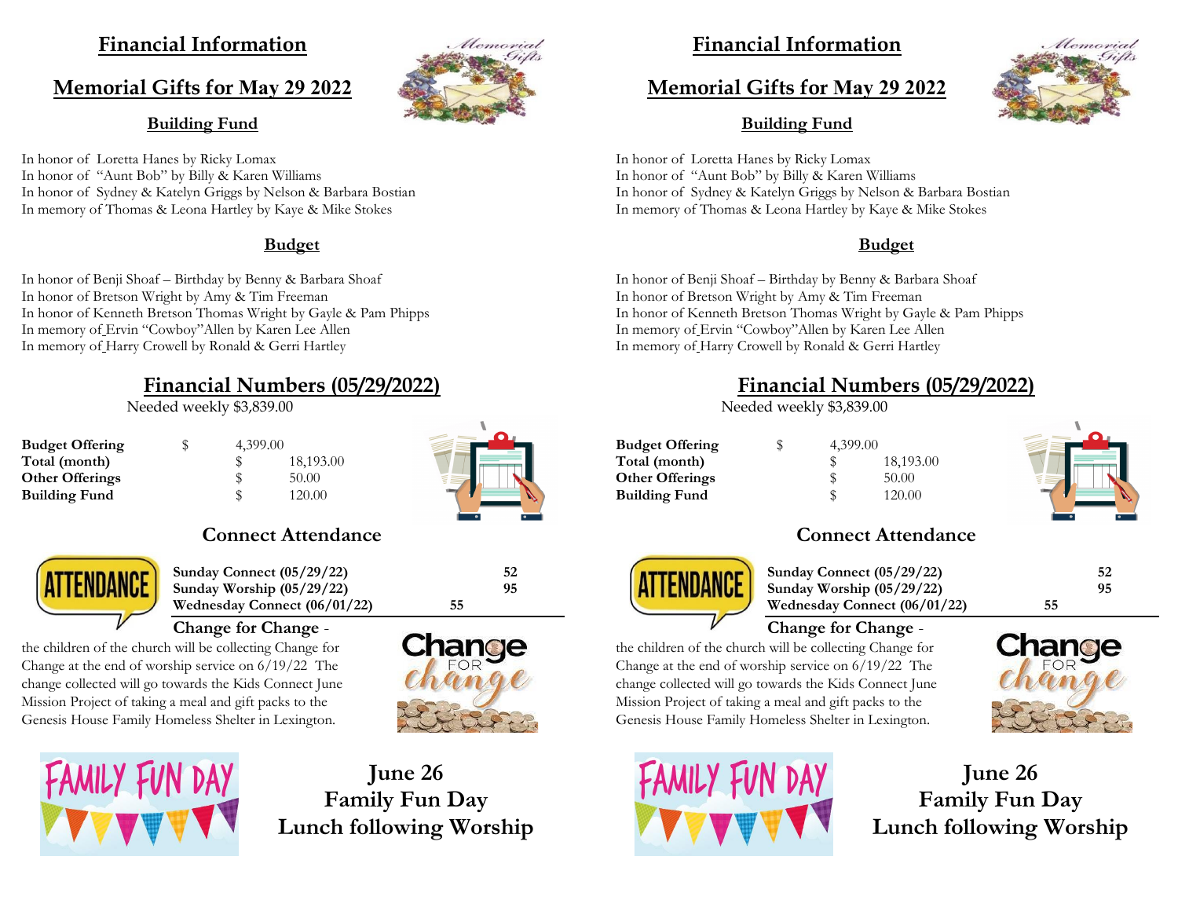# Financial Information

## Memorial Gifts for May 29 2022

### Building Fund

In honor of Loretta Hanes by Ricky Lomax
In honor of "Aunt Bob" by Billy & Karen Williams
In honor of Sydney & Katelyn Griggs by Nelson & Barbara Bostian
In memory of Thomas & Leona Hartley by Kaye & Mike Stokes

### Budget

In honor of Benji Shoaf – Birthday by Benny & Barbara Shoaf
In honor of Bretson Wright by Amy & Tim Freeman
In honor of Kenneth Bretson Thomas Wright by Gayle & Pam Phipps
In memory of Ervin "Cowboy"Allen by Karen Lee Allen
In memory of Harry Crowell by Ronald & Gerri Hartley

## Financial Numbers (05/29/2022)

Needed weekly $3,839.00

| | | |
|---|---|---|
| **Budget Offering** | $ | 4,399.00 |
| **Total (month)** | $ | 18,193.00 |
| **Other Offerings** | $ | 50.00 |
| **Building Fund** | $ | 120.00 |

## Connect Attendance

| | |
|---|---|
| **Sunday Connect (05/29/22)** | **52** |
| **Sunday Worship (05/29/22)** | **95** |
| **Wednesday Connect (06/01/22)** | **55** |

**Change for Change** - the children of the church will be collecting Change for Change at the end of worship service on 6/19/22 The change collected will go towards the Kids Connect June Mission Project of taking a meal and gift packs to the Genesis House Family Homeless Shelter in Lexington.

**June 26**
**Family Fun Day**
**Lunch following Worship**